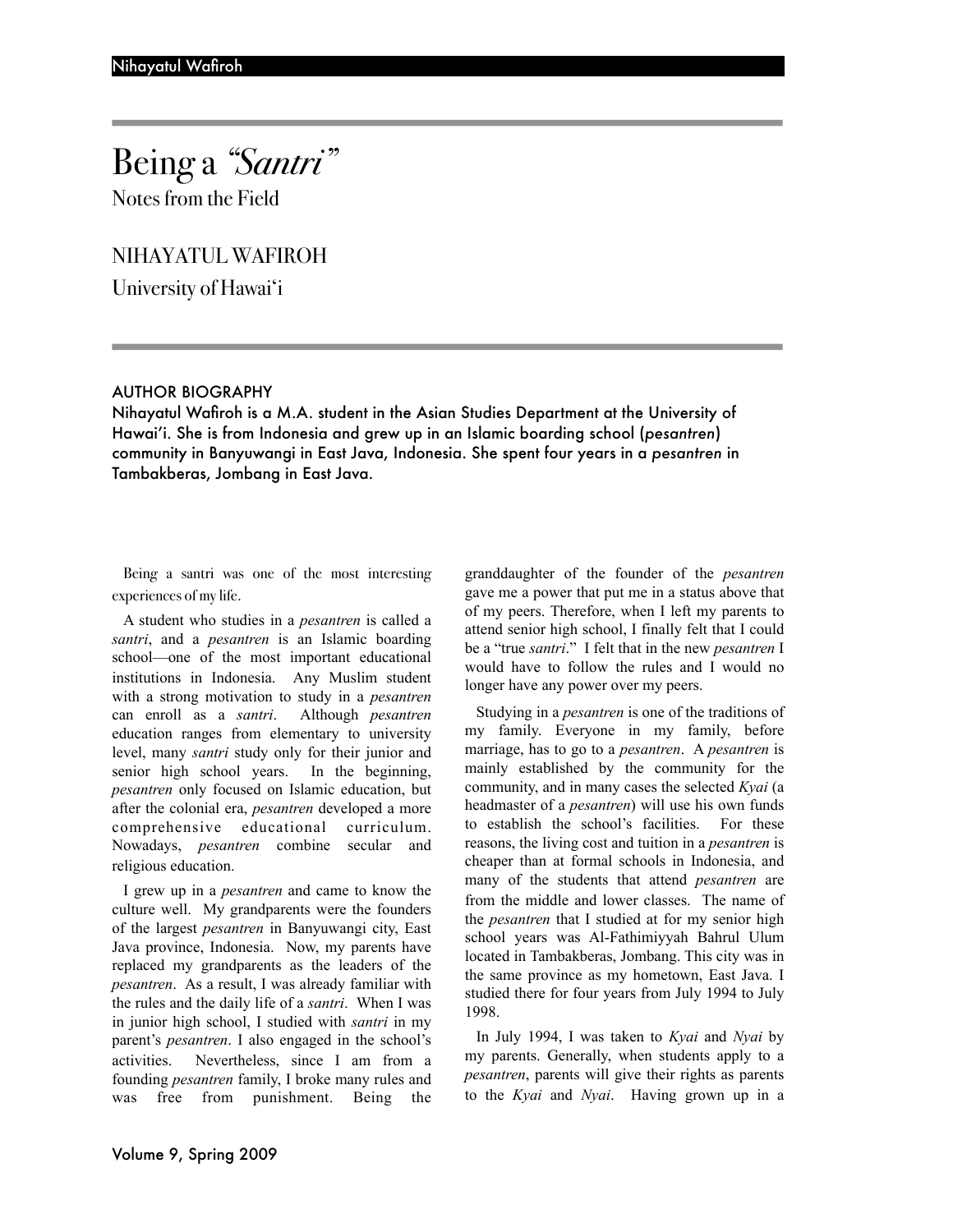# Being a *"Santri"*

Notes from the Field

NIHAYATUL WAFIROH

University of Hawai'i

### AUTHOR BIOGRAPHY

Nihayatul Wafiroh is a M.A. student in the Asian Studies Department at the University of Hawai'i. She is from Indonesia and grew up in an Islamic boarding school (*pesantren*) community in Banyuwangi in East Java, Indonesia. She spent four years in a *pesantren* in Tambakberas, Jombang in East Java.

Being a santri was one of the most interesting experiences of my life.

A student who studies in a *pesantren* is called a *santri*, and a *pesantren* is an Islamic boarding school—one of the most important educational institutions in Indonesia. Any Muslim student with a strong motivation to study in a *pesantren* can enroll as a *santri*. Although *pesantren* education ranges from elementary to university level, many *santri* study only for their junior and senior high school years. In the beginning, *pesantren* only focused on Islamic education, but after the colonial era, *pesantren* developed a more comprehensive educational curriculum. Nowadays, *pesantren* combine secular and religious education.

I grew up in a *pesantren* and came to know the culture well. My grandparents were the founders of the largest *pesantren* in Banyuwangi city, East Java province, Indonesia. Now, my parents have replaced my grandparents as the leaders of the *pesantren*. As a result, I was already familiar with the rules and the daily life of a *santri*. When I was in junior high school, I studied with *santri* in my parent's *pesantren*. I also engaged in the school's activities. Nevertheless, since I am from a founding *pesantren* family, I broke many rules and was free from punishment. Being the granddaughter of the founder of the *pesantren* gave me a power that put me in a status above that of my peers. Therefore, when I left my parents to attend senior high school, I finally felt that I could be a "true *santri*." I felt that in the new *pesantren* I would have to follow the rules and I would no longer have any power over my peers.

Studying in a *pesantren* is one of the traditions of my family. Everyone in my family, before marriage, has to go to a *pesantren*. A *pesantren* is mainly established by the community for the community, and in many cases the selected *Kyai* (a headmaster of a *pesantren*) will use his own funds to establish the school's facilities. For these reasons, the living cost and tuition in a *pesantren* is cheaper than at formal schools in Indonesia, and many of the students that attend *pesantren* are from the middle and lower classes. The name of the *pesantren* that I studied at for my senior high school years was Al-Fathimiyyah Bahrul Ulum located in Tambakberas, Jombang. This city was in the same province as my hometown, East Java. I studied there for four years from July 1994 to July 1998.

In July 1994, I was taken to *Kyai* and *Nyai* by my parents. Generally, when students apply to a *pesantren*, parents will give their rights as parents to the *Kyai* and *Nyai*. Having grown up in a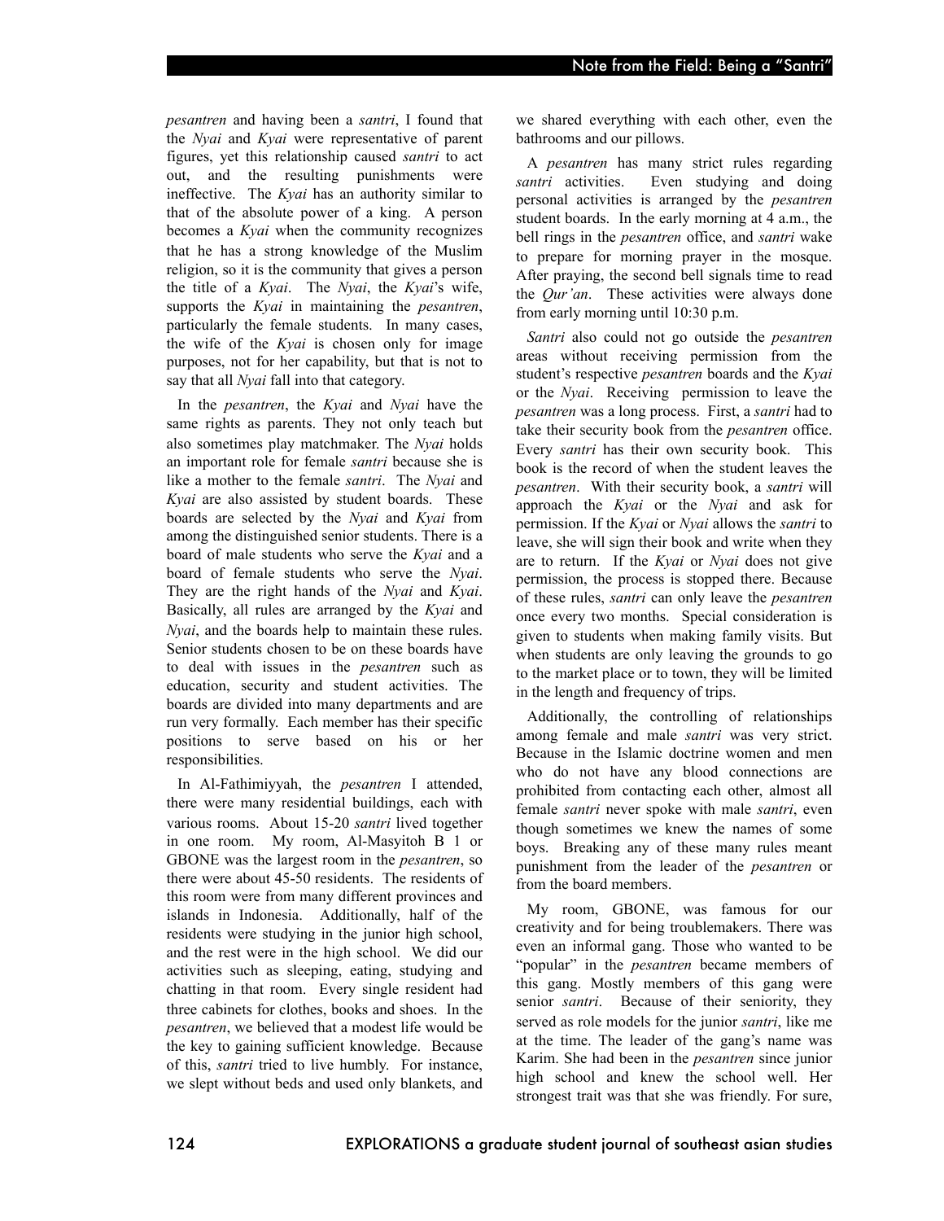*pesantren* and having been a *santri*, I found that the *Nyai* and *Kyai* were representative of parent figures, yet this relationship caused *santri* to act out, and the resulting punishments were ineffective. The *Kyai* has an authority similar to that of the absolute power of a king. A person becomes a *Kyai* when the community recognizes that he has a strong knowledge of the Muslim religion, so it is the community that gives a person the title of a *Kyai*. The *Nyai*, the *Kyai*'s wife, supports the *Kyai* in maintaining the *pesantren*, particularly the female students. In many cases, the wife of the *Kyai* is chosen only for image purposes, not for her capability, but that is not to say that all *Nyai* fall into that category.

In the *pesantren*, the *Kyai* and *Nyai* have the same rights as parents. They not only teach but also sometimes play matchmaker. The *Nyai* holds an important role for female *santri* because she is like a mother to the female *santri*. The *Nyai* and *Kyai* are also assisted by student boards. These boards are selected by the *Nyai* and *Kyai* from among the distinguished senior students. There is a board of male students who serve the *Kyai* and a board of female students who serve the *Nyai*. They are the right hands of the *Nyai* and *Kyai*. Basically, all rules are arranged by the *Kyai* and *Nyai*, and the boards help to maintain these rules. Senior students chosen to be on these boards have to deal with issues in the *pesantren* such as education, security and student activities. The boards are divided into many departments and are run very formally. Each member has their specific positions to serve based on his or her responsibilities.

In Al-Fathimiyyah, the *pesantren* I attended, there were many residential buildings, each with various rooms. About 15-20 *santri* lived together in one room. My room, Al-Masyitoh B 1 or GBONE was the largest room in the *pesantren*, so there were about 45-50 residents. The residents of this room were from many different provinces and islands in Indonesia. Additionally, half of the residents were studying in the junior high school, and the rest were in the high school. We did our activities such as sleeping, eating, studying and chatting in that room. Every single resident had three cabinets for clothes, books and shoes. In the *pesantren*, we believed that a modest life would be the key to gaining sufficient knowledge. Because of this, *santri* tried to live humbly. For instance, we slept without beds and used only blankets, and we shared everything with each other, even the bathrooms and our pillows.

A *pesantren* has many strict rules regarding *santri* activities. Even studying and doing personal activities is arranged by the *pesantren* student boards. In the early morning at 4 a.m., the bell rings in the *pesantren* office, and *santri* wake to prepare for morning prayer in the mosque. After praying, the second bell signals time to read the *Qur'an*. These activities were always done from early morning until 10:30 p.m.

*Santri* also could not go outside the *pesantren* areas without receiving permission from the student's respective *pesantren* boards and the *Kyai* or the *Nyai*. Receiving permission to leave the *pesantren* was a long process. First, a *santri* had to take their security book from the *pesantren* office. Every *santri* has their own security book. This book is the record of when the student leaves the *pesantren*. With their security book, a *santri* will approach the *Kyai* or the *Nyai* and ask for permission. If the *Kyai* or *Nyai* allows the *santri* to leave, she will sign their book and write when they are to return. If the *Kyai* or *Nyai* does not give permission, the process is stopped there. Because of these rules, *santri* can only leave the *pesantren* once every two months. Special consideration is given to students when making family visits. But when students are only leaving the grounds to go to the market place or to town, they will be limited in the length and frequency of trips.

Additionally, the controlling of relationships among female and male *santri* was very strict. Because in the Islamic doctrine women and men who do not have any blood connections are prohibited from contacting each other, almost all female *santri* never spoke with male *santri*, even though sometimes we knew the names of some boys. Breaking any of these many rules meant punishment from the leader of the *pesantren* or from the board members.

My room, GBONE, was famous for our creativity and for being troublemakers. There was even an informal gang. Those who wanted to be "popular" in the *pesantren* became members of this gang. Mostly members of this gang were senior *santri*. Because of their seniority, they served as role models for the junior *santri*, like me at the time. The leader of the gang's name was Karim. She had been in the *pesantren* since junior high school and knew the school well. Her strongest trait was that she was friendly. For sure,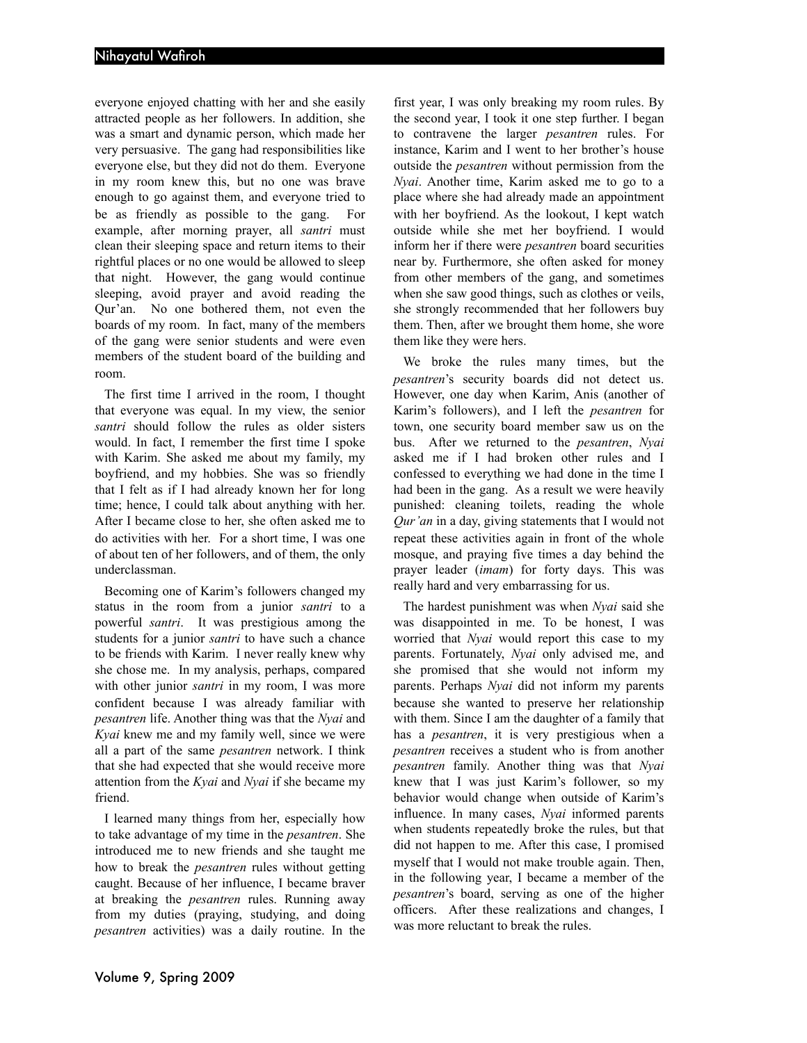everyone enjoyed chatting with her and she easily attracted people as her followers. In addition, she was a smart and dynamic person, which made her very persuasive. The gang had responsibilities like everyone else, but they did not do them. Everyone in my room knew this, but no one was brave enough to go against them, and everyone tried to be as friendly as possible to the gang. For example, after morning prayer, all *santri* must clean their sleeping space and return items to their rightful places or no one would be allowed to sleep that night. However, the gang would continue sleeping, avoid prayer and avoid reading the Qur'an. No one bothered them, not even the boards of my room. In fact, many of the members of the gang were senior students and were even members of the student board of the building and room.

The first time I arrived in the room, I thought that everyone was equal. In my view, the senior *santri* should follow the rules as older sisters would. In fact, I remember the first time I spoke with Karim. She asked me about my family, my boyfriend, and my hobbies. She was so friendly that I felt as if I had already known her for long time; hence, I could talk about anything with her. After I became close to her, she often asked me to do activities with her. For a short time, I was one of about ten of her followers, and of them, the only underclassman.

Becoming one of Karim's followers changed my status in the room from a junior *santri* to a powerful *santri*. It was prestigious among the students for a junior *santri* to have such a chance to be friends with Karim. I never really knew why she chose me. In my analysis, perhaps, compared with other junior *santri* in my room, I was more confident because I was already familiar with *pesantren* life. Another thing was that the *Nyai* and *Kyai* knew me and my family well, since we were all a part of the same *pesantren* network. I think that she had expected that she would receive more attention from the *Kyai* and *Nyai* if she became my friend.

I learned many things from her, especially how to take advantage of my time in the *pesantren*. She introduced me to new friends and she taught me how to break the *pesantren* rules without getting caught. Because of her influence, I became braver at breaking the *pesantren* rules. Running away from my duties (praying, studying, and doing *pesantren* activities) was a daily routine. In the first year, I was only breaking my room rules. By the second year, I took it one step further. I began to contravene the larger *pesantren* rules. For instance, Karim and I went to her brother's house outside the *pesantren* without permission from the *Nyai*. Another time, Karim asked me to go to a place where she had already made an appointment with her boyfriend. As the lookout, I kept watch outside while she met her boyfriend. I would inform her if there were *pesantren* board securities near by. Furthermore, she often asked for money from other members of the gang, and sometimes when she saw good things, such as clothes or veils, she strongly recommended that her followers buy them. Then, after we brought them home, she wore them like they were hers.

We broke the rules many times, but the *pesantren*'s security boards did not detect us. However, one day when Karim, Anis (another of Karim's followers), and I left the *pesantren* for town, one security board member saw us on the bus. After we returned to the *pesantren*, *Nyai* asked me if I had broken other rules and I confessed to everything we had done in the time I had been in the gang. As a result we were heavily punished: cleaning toilets, reading the whole *Qur'an* in a day, giving statements that I would not repeat these activities again in front of the whole mosque, and praying five times a day behind the prayer leader (*imam*) for forty days. This was really hard and very embarrassing for us.

The hardest punishment was when *Nyai* said she was disappointed in me. To be honest, I was worried that *Nyai* would report this case to my parents. Fortunately, *Nyai* only advised me, and she promised that she would not inform my parents. Perhaps *Nyai* did not inform my parents because she wanted to preserve her relationship with them. Since I am the daughter of a family that has a *pesantren*, it is very prestigious when a *pesantren* receives a student who is from another *pesantren* family. Another thing was that *Nyai* knew that I was just Karim's follower, so my behavior would change when outside of Karim's influence. In many cases, *Nyai* informed parents when students repeatedly broke the rules, but that did not happen to me. After this case, I promised myself that I would not make trouble again. Then, in the following year, I became a member of the *pesantren*'s board, serving as one of the higher officers. After these realizations and changes, I was more reluctant to break the rules.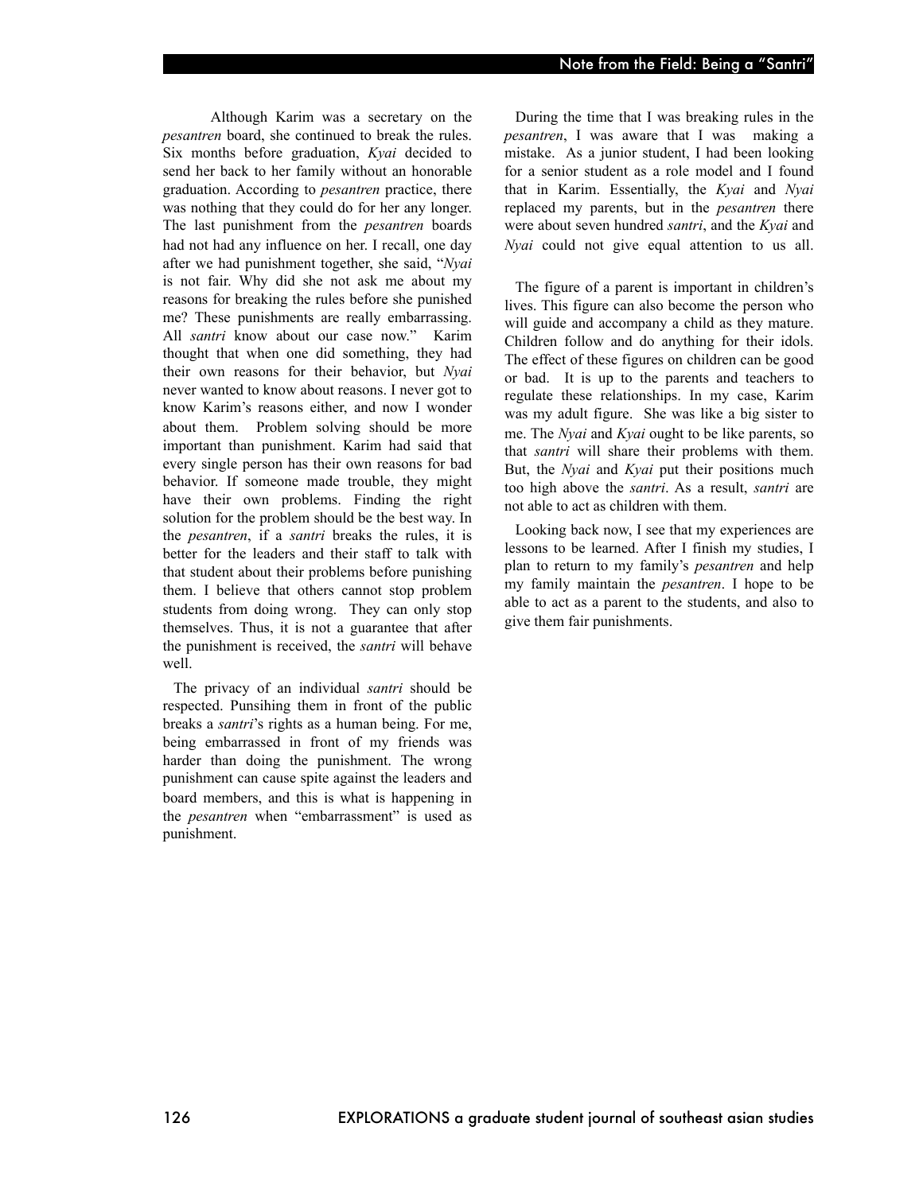Although Karim was a secretary on the *pesantren* board, she continued to break the rules. Six months before graduation, *Kyai* decided to send her back to her family without an honorable graduation. According to *pesantren* practice, there was nothing that they could do for her any longer. The last punishment from the *pesantren* boards had not had any influence on her. I recall, one day after we had punishment together, she said, "*Nyai* is not fair. Why did she not ask me about my reasons for breaking the rules before she punished me? These punishments are really embarrassing. All *santri* know about our case now." Karim thought that when one did something, they had their own reasons for their behavior, but *Nyai* never wanted to know about reasons. I never got to know Karim's reasons either, and now I wonder about them. Problem solving should be more important than punishment. Karim had said that every single person has their own reasons for bad behavior. If someone made trouble, they might have their own problems. Finding the right solution for the problem should be the best way. In the *pesantren*, if a *santri* breaks the rules, it is better for the leaders and their staff to talk with that student about their problems before punishing them. I believe that others cannot stop problem students from doing wrong. They can only stop themselves. Thus, it is not a guarantee that after the punishment is received, the *santri* will behave well.

The privacy of an individual *santri* should be respected. Punsihing them in front of the public breaks a *santri*'s rights as a human being. For me, being embarrassed in front of my friends was harder than doing the punishment. The wrong punishment can cause spite against the leaders and board members, and this is what is happening in the *pesantren* when "embarrassment" is used as punishment.

During the time that I was breaking rules in the *pesantren*, I was aware that I was making a mistake. As a junior student, I had been looking for a senior student as a role model and I found that in Karim. Essentially, the *Kyai* and *Nyai* replaced my parents, but in the *pesantren* there were about seven hundred *santri*, and the *Kyai* and *Nyai* could not give equal attention to us all.

The figure of a parent is important in children's lives. This figure can also become the person who will guide and accompany a child as they mature. Children follow and do anything for their idols. The effect of these figures on children can be good or bad. It is up to the parents and teachers to regulate these relationships. In my case, Karim was my adult figure. She was like a big sister to me. The *Nyai* and *Kyai* ought to be like parents, so that *santri* will share their problems with them. But, the *Nyai* and *Kyai* put their positions much too high above the *santri*. As a result, *santri* are not able to act as children with them.

Looking back now, I see that my experiences are lessons to be learned. After I finish my studies, I plan to return to my family's *pesantren* and help my family maintain the *pesantren*. I hope to be able to act as a parent to the students, and also to give them fair punishments.